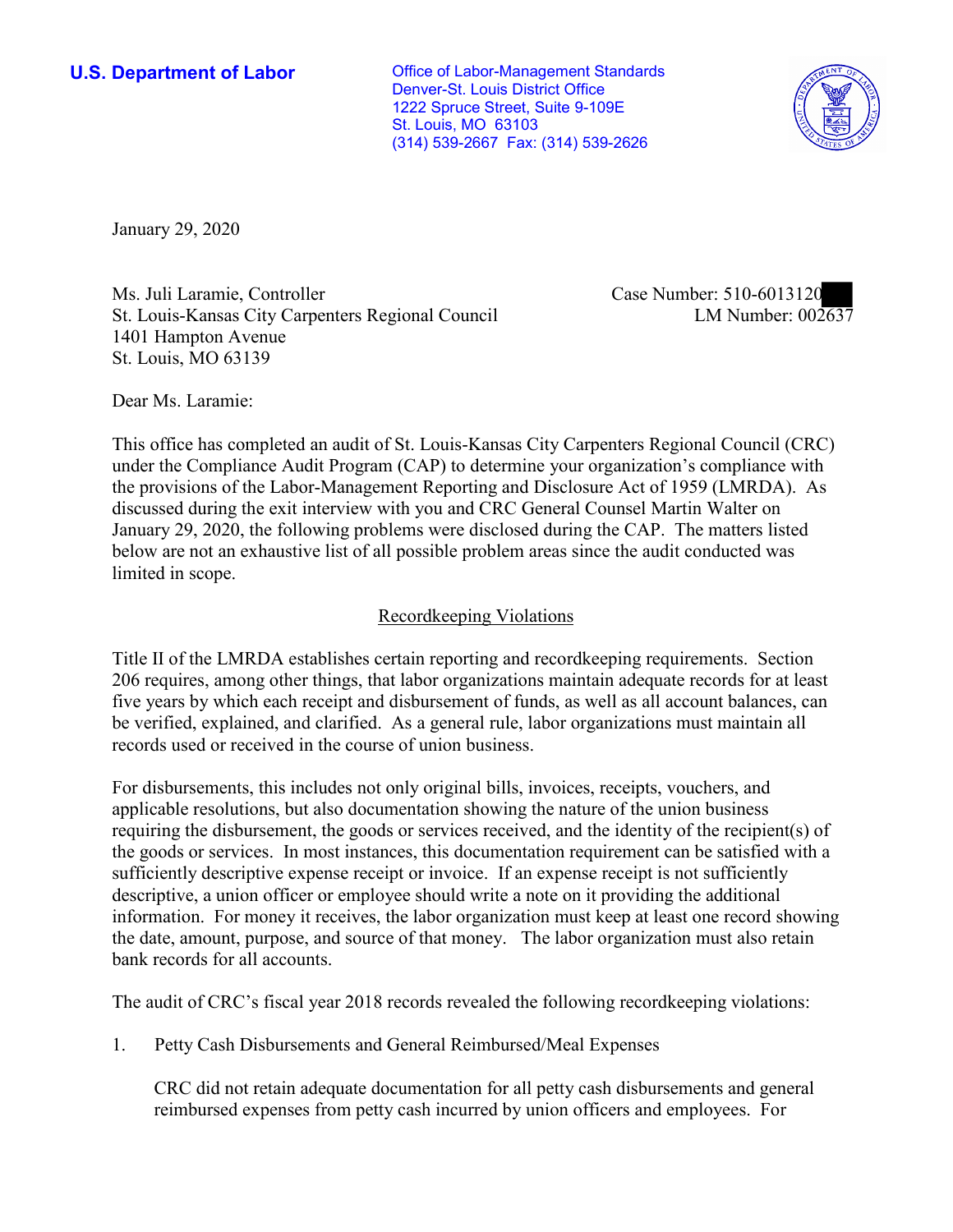**U.S. Department of Labor**

Office of Labor-Management Standards
Denver-St. Louis District Office
1222 Spruce Street, Suite 9-109E
St. Louis, MO 63103
(314) 539-2667 Fax: (314) 539-2626

January 29, 2020

Ms. Juli Laramie, Controller
St. Louis-Kansas City Carpenters Regional Council
1401 Hampton Avenue
St. Louis, MO 63139

Case Number: 510-6013120
LM Number: 002637

Dear Ms. Laramie:

This office has completed an audit of St. Louis-Kansas City Carpenters Regional Council (CRC) under the Compliance Audit Program (CAP) to determine your organization's compliance with the provisions of the Labor-Management Reporting and Disclosure Act of 1959 (LMRDA). As discussed during the exit interview with you and CRC General Counsel Martin Walter on January 29, 2020, the following problems were disclosed during the CAP. The matters listed below are not an exhaustive list of all possible problem areas since the audit conducted was limited in scope.

## Recordkeeping Violations

Title II of the LMRDA establishes certain reporting and recordkeeping requirements. Section 206 requires, among other things, that labor organizations maintain adequate records for at least five years by which each receipt and disbursement of funds, as well as all account balances, can be verified, explained, and clarified. As a general rule, labor organizations must maintain all records used or received in the course of union business.

For disbursements, this includes not only original bills, invoices, receipts, vouchers, and applicable resolutions, but also documentation showing the nature of the union business requiring the disbursement, the goods or services received, and the identity of the recipient(s) of the goods or services. In most instances, this documentation requirement can be satisfied with a sufficiently descriptive expense receipt or invoice. If an expense receipt is not sufficiently descriptive, a union officer or employee should write a note on it providing the additional information. For money it receives, the labor organization must keep at least one record showing the date, amount, purpose, and source of that money. The labor organization must also retain bank records for all accounts.

The audit of CRC's fiscal year 2018 records revealed the following recordkeeping violations:

1. Petty Cash Disbursements and General Reimbursed/Meal Expenses

   CRC did not retain adequate documentation for all petty cash disbursements and general reimbursed expenses from petty cash incurred by union officers and employees. For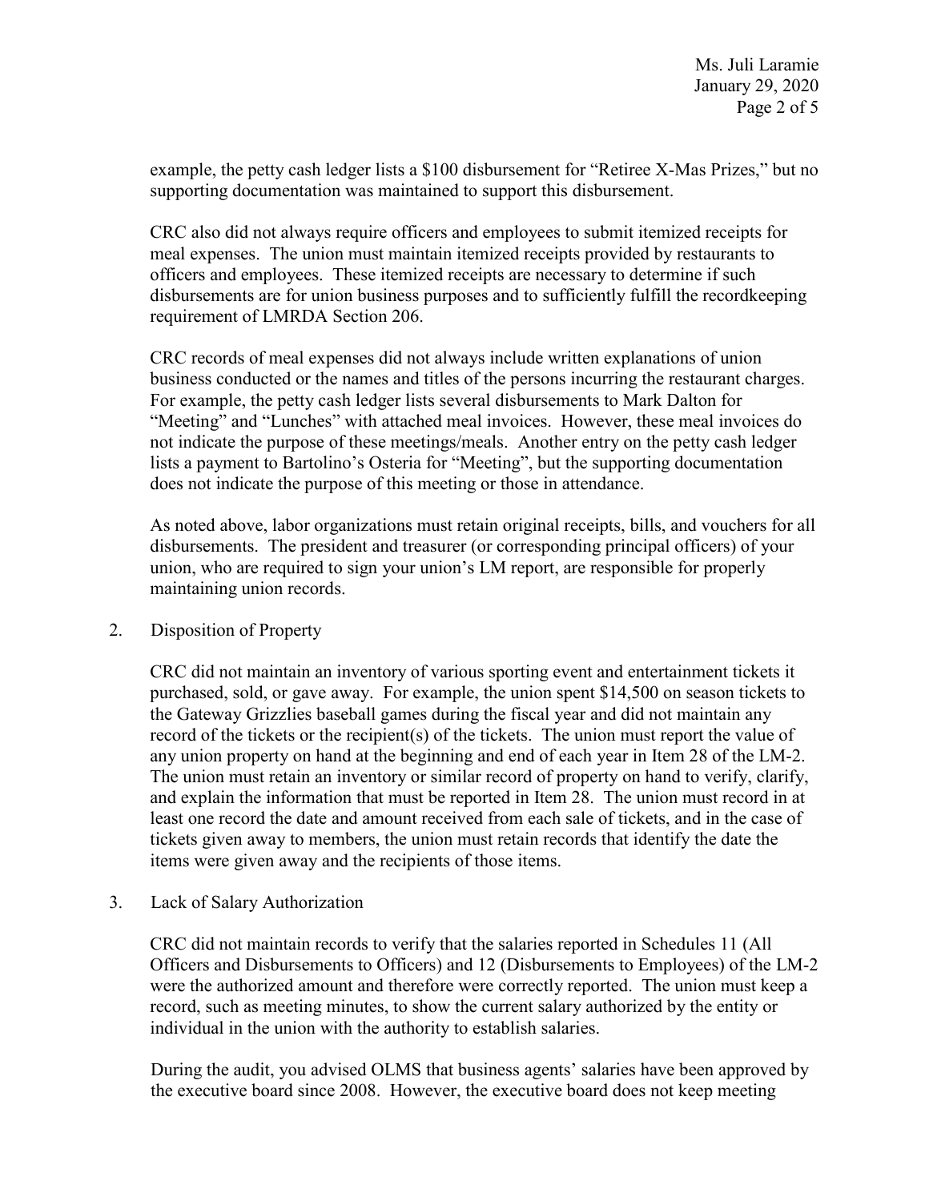example, the petty cash ledger lists a $100 disbursement for "Retiree X-Mas Prizes," but no supporting documentation was maintained to support this disbursement.

CRC also did not always require officers and employees to submit itemized receipts for meal expenses. The union must maintain itemized receipts provided by restaurants to officers and employees. These itemized receipts are necessary to determine if such disbursements are for union business purposes and to sufficiently fulfill the recordkeeping requirement of LMRDA Section 206.

CRC records of meal expenses did not always include written explanations of union business conducted or the names and titles of the persons incurring the restaurant charges. For example, the petty cash ledger lists several disbursements to Mark Dalton for "Meeting" and "Lunches" with attached meal invoices. However, these meal invoices do not indicate the purpose of these meetings/meals. Another entry on the petty cash ledger lists a payment to Bartolino's Osteria for "Meeting", but the supporting documentation does not indicate the purpose of this meeting or those in attendance.

As noted above, labor organizations must retain original receipts, bills, and vouchers for all disbursements. The president and treasurer (or corresponding principal officers) of your union, who are required to sign your union's LM report, are responsible for properly maintaining union records.

2. Disposition of Property

   CRC did not maintain an inventory of various sporting event and entertainment tickets it purchased, sold, or gave away. For example, the union spent $14,500 on season tickets to the Gateway Grizzlies baseball games during the fiscal year and did not maintain any record of the tickets or the recipient(s) of the tickets. The union must report the value of any union property on hand at the beginning and end of each year in Item 28 of the LM-2. The union must retain an inventory or similar record of property on hand to verify, clarify, and explain the information that must be reported in Item 28. The union must record in at least one record the date and amount received from each sale of tickets, and in the case of tickets given away to members, the union must retain records that identify the date the items were given away and the recipients of those items.

3. Lack of Salary Authorization

   CRC did not maintain records to verify that the salaries reported in Schedules 11 (All Officers and Disbursements to Officers) and 12 (Disbursements to Employees) of the LM-2 were the authorized amount and therefore were correctly reported. The union must keep a record, such as meeting minutes, to show the current salary authorized by the entity or individual in the union with the authority to establish salaries.

   During the audit, you advised OLMS that business agents' salaries have been approved by the executive board since 2008. However, the executive board does not keep meeting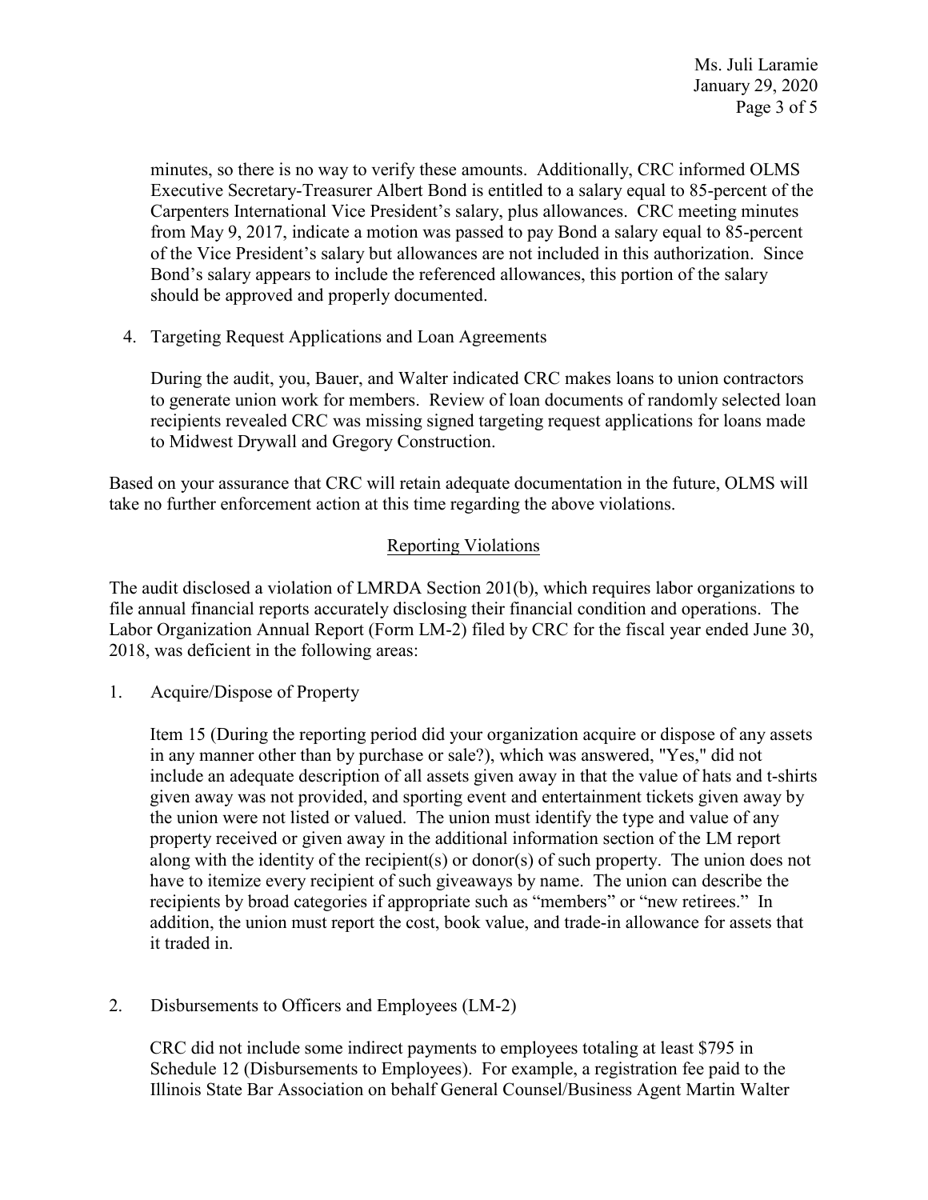minutes, so there is no way to verify these amounts. Additionally, CRC informed OLMS Executive Secretary-Treasurer Albert Bond is entitled to a salary equal to 85-percent of the Carpenters International Vice President's salary, plus allowances. CRC meeting minutes from May 9, 2017, indicate a motion was passed to pay Bond a salary equal to 85-percent of the Vice President's salary but allowances are not included in this authorization. Since Bond's salary appears to include the referenced allowances, this portion of the salary should be approved and properly documented.

4. Targeting Request Applications and Loan Agreements

   During the audit, you, Bauer, and Walter indicated CRC makes loans to union contractors to generate union work for members. Review of loan documents of randomly selected loan recipients revealed CRC was missing signed targeting request applications for loans made to Midwest Drywall and Gregory Construction.

Based on your assurance that CRC will retain adequate documentation in the future, OLMS will take no further enforcement action at this time regarding the above violations.

## Reporting Violations

The audit disclosed a violation of LMRDA Section 201(b), which requires labor organizations to file annual financial reports accurately disclosing their financial condition and operations. The Labor Organization Annual Report (Form LM-2) filed by CRC for the fiscal year ended June 30, 2018, was deficient in the following areas:

1. Acquire/Dispose of Property

   Item 15 (During the reporting period did your organization acquire or dispose of any assets in any manner other than by purchase or sale?), which was answered, "Yes," did not include an adequate description of all assets given away in that the value of hats and t-shirts given away was not provided, and sporting event and entertainment tickets given away by the union were not listed or valued. The union must identify the type and value of any property received or given away in the additional information section of the LM report along with the identity of the recipient(s) or donor(s) of such property. The union does not have to itemize every recipient of such giveaways by name. The union can describe the recipients by broad categories if appropriate such as "members" or "new retirees." In addition, the union must report the cost, book value, and trade-in allowance for assets that it traded in.

2. Disbursements to Officers and Employees (LM-2)

   CRC did not include some indirect payments to employees totaling at least $795 in Schedule 12 (Disbursements to Employees). For example, a registration fee paid to the Illinois State Bar Association on behalf General Counsel/Business Agent Martin Walter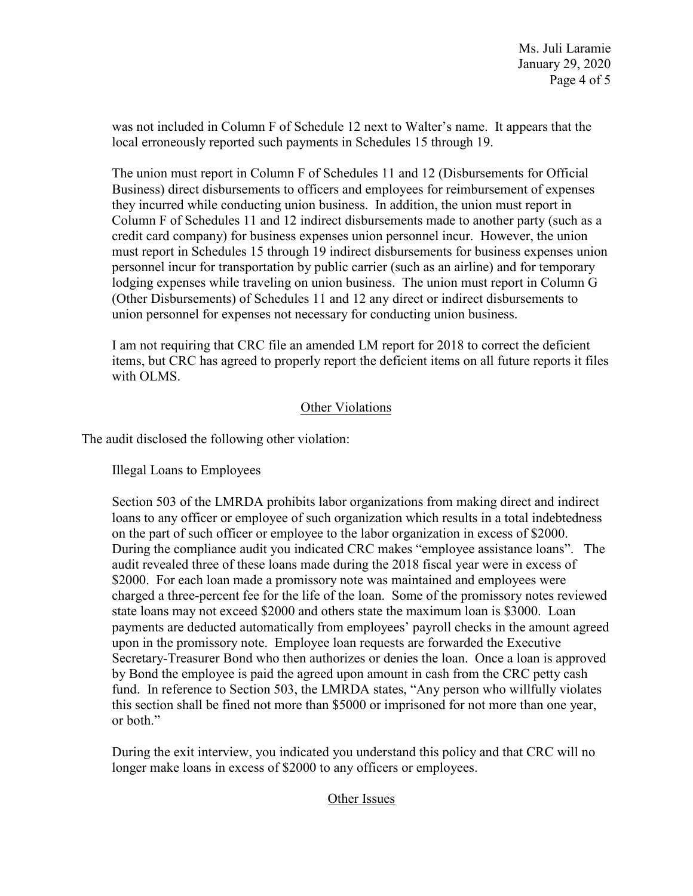was not included in Column F of Schedule 12 next to Walter's name. It appears that the local erroneously reported such payments in Schedules 15 through 19.

The union must report in Column F of Schedules 11 and 12 (Disbursements for Official Business) direct disbursements to officers and employees for reimbursement of expenses they incurred while conducting union business. In addition, the union must report in Column F of Schedules 11 and 12 indirect disbursements made to another party (such as a credit card company) for business expenses union personnel incur. However, the union must report in Schedules 15 through 19 indirect disbursements for business expenses union personnel incur for transportation by public carrier (such as an airline) and for temporary lodging expenses while traveling on union business. The union must report in Column G (Other Disbursements) of Schedules 11 and 12 any direct or indirect disbursements to union personnel for expenses not necessary for conducting union business.

I am not requiring that CRC file an amended LM report for 2018 to correct the deficient items, but CRC has agreed to properly report the deficient items on all future reports it files with OLMS.

<u>Other Violations</u>

The audit disclosed the following other violation:

Illegal Loans to Employees

Section 503 of the LMRDA prohibits labor organizations from making direct and indirect loans to any officer or employee of such organization which results in a total indebtedness on the part of such officer or employee to the labor organization in excess of $2000. During the compliance audit you indicated CRC makes "employee assistance loans". The audit revealed three of these loans made during the 2018 fiscal year were in excess of $2000. For each loan made a promissory note was maintained and employees were charged a three-percent fee for the life of the loan. Some of the promissory notes reviewed state loans may not exceed $2000 and others state the maximum loan is $3000. Loan payments are deducted automatically from employees' payroll checks in the amount agreed upon in the promissory note. Employee loan requests are forwarded the Executive Secretary-Treasurer Bond who then authorizes or denies the loan. Once a loan is approved by Bond the employee is paid the agreed upon amount in cash from the CRC petty cash fund. In reference to Section 503, the LMRDA states, "Any person who willfully violates this section shall be fined not more than $5000 or imprisoned for not more than one year, or both."

During the exit interview, you indicated you understand this policy and that CRC will no longer make loans in excess of $2000 to any officers or employees.

<u>Other Issues</u>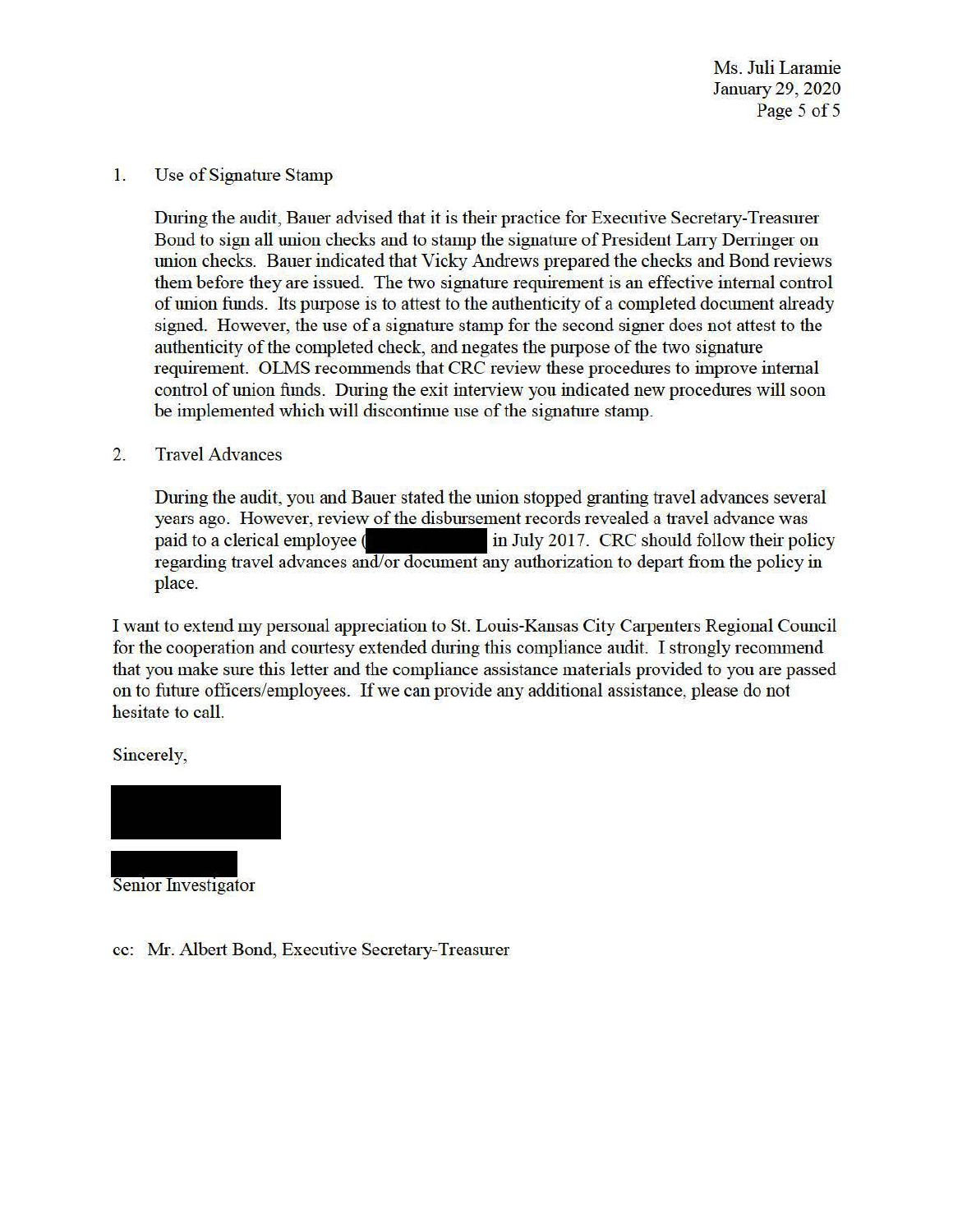1. Use of Signature Stamp

   During the audit, Bauer advised that it is their practice for Executive Secretary-Treasurer Bond to sign all union checks and to stamp the signature of President Larry Derringer on union checks. Bauer indicated that Vicky Andrews prepared the checks and Bond reviews them before they are issued. The two signature requirement is an effective internal control of union funds. Its purpose is to attest to the authenticity of a completed document already signed. However, the use of a signature stamp for the second signer does not attest to the authenticity of the completed check, and negates the purpose of the two signature requirement. OLMS recommends that CRC review these procedures to improve internal control of union funds. During the exit interview you indicated new procedures will soon be implemented which will discontinue use of the signature stamp.

2. Travel Advances

   During the audit, you and Bauer stated the union stopped granting travel advances several years ago. However, review of the disbursement records revealed a travel advance was paid to a clerical employee ([REDACTED] in July 2017. CRC should follow their policy regarding travel advances and/or document any authorization to depart from the policy in place.

I want to extend my personal appreciation to St. Louis-Kansas City Carpenters Regional Council for the cooperation and courtesy extended during this compliance audit. I strongly recommend that you make sure this letter and the compliance assistance materials provided to you are passed on to future officers/employees. If we can provide any additional assistance, please do not hesitate to call.

Sincerely,

[REDACTED]

[REDACTED]
Senior Investigator

cc: Mr. Albert Bond, Executive Secretary-Treasurer